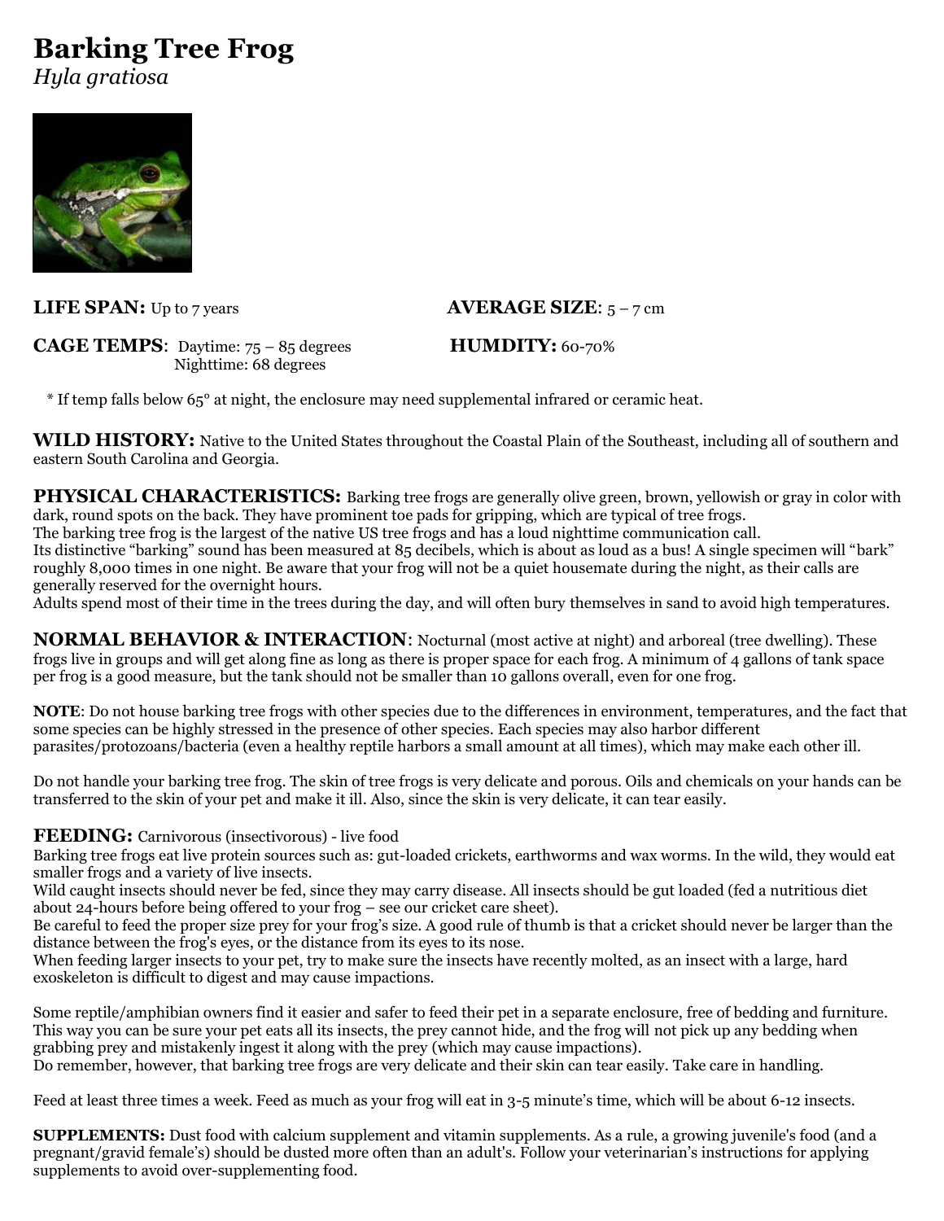# Barking Tree Frog

*Hyla gratiosa*

**LIFE SPAN:** Up to 7 years

**AVERAGE SIZE**: 5 – 7 cm

**CAGE TEMPS**: Daytime: 75 – 85 degrees
Nighttime: 68 degrees

**HUMDITY:** 60-70%

\* If temp falls below 65° at night, the enclosure may need supplemental infrared or ceramic heat.

**WILD HISTORY:** Native to the United States throughout the Coastal Plain of the Southeast, including all of southern and eastern South Carolina and Georgia.

**PHYSICAL CHARACTERISTICS:** Barking tree frogs are generally olive green, brown, yellowish or gray in color with dark, round spots on the back. They have prominent toe pads for gripping, which are typical of tree frogs.
The barking tree frog is the largest of the native US tree frogs and has a loud nighttime communication call.
Its distinctive "barking" sound has been measured at 85 decibels, which is about as loud as a bus! A single specimen will "bark" roughly 8,000 times in one night. Be aware that your frog will not be a quiet housemate during the night, as their calls are generally reserved for the overnight hours.
Adults spend most of their time in the trees during the day, and will often bury themselves in sand to avoid high temperatures.

**NORMAL BEHAVIOR & INTERACTION**: Nocturnal (most active at night) and arboreal (tree dwelling). These frogs live in groups and will get along fine as long as there is proper space for each frog. A minimum of 4 gallons of tank space per frog is a good measure, but the tank should not be smaller than 10 gallons overall, even for one frog.

**NOTE**: Do not house barking tree frogs with other species due to the differences in environment, temperatures, and the fact that some species can be highly stressed in the presence of other species. Each species may also harbor different parasites/protozoans/bacteria (even a healthy reptile harbors a small amount at all times), which may make each other ill.

Do not handle your barking tree frog. The skin of tree frogs is very delicate and porous. Oils and chemicals on your hands can be transferred to the skin of your pet and make it ill. Also, since the skin is very delicate, it can tear easily.

**FEEDING:** Carnivorous (insectivorous) - live food
Barking tree frogs eat live protein sources such as: gut-loaded crickets, earthworms and wax worms. In the wild, they would eat smaller frogs and a variety of live insects.
Wild caught insects should never be fed, since they may carry disease. All insects should be gut loaded (fed a nutritious diet about 24-hours before being offered to your frog – see our cricket care sheet).
Be careful to feed the proper size prey for your frog's size. A good rule of thumb is that a cricket should never be larger than the distance between the frog's eyes, or the distance from its eyes to its nose.
When feeding larger insects to your pet, try to make sure the insects have recently molted, as an insect with a large, hard exoskeleton is difficult to digest and may cause impactions.

Some reptile/amphibian owners find it easier and safer to feed their pet in a separate enclosure, free of bedding and furniture. This way you can be sure your pet eats all its insects, the prey cannot hide, and the frog will not pick up any bedding when grabbing prey and mistakenly ingest it along with the prey (which may cause impactions).
Do remember, however, that barking tree frogs are very delicate and their skin can tear easily. Take care in handling.

Feed at least three times a week. Feed as much as your frog will eat in 3-5 minute's time, which will be about 6-12 insects.

**SUPPLEMENTS:** Dust food with calcium supplement and vitamin supplements. As a rule, a growing juvenile's food (and a pregnant/gravid female's) should be dusted more often than an adult's. Follow your veterinarian's instructions for applying supplements to avoid over-supplementing food.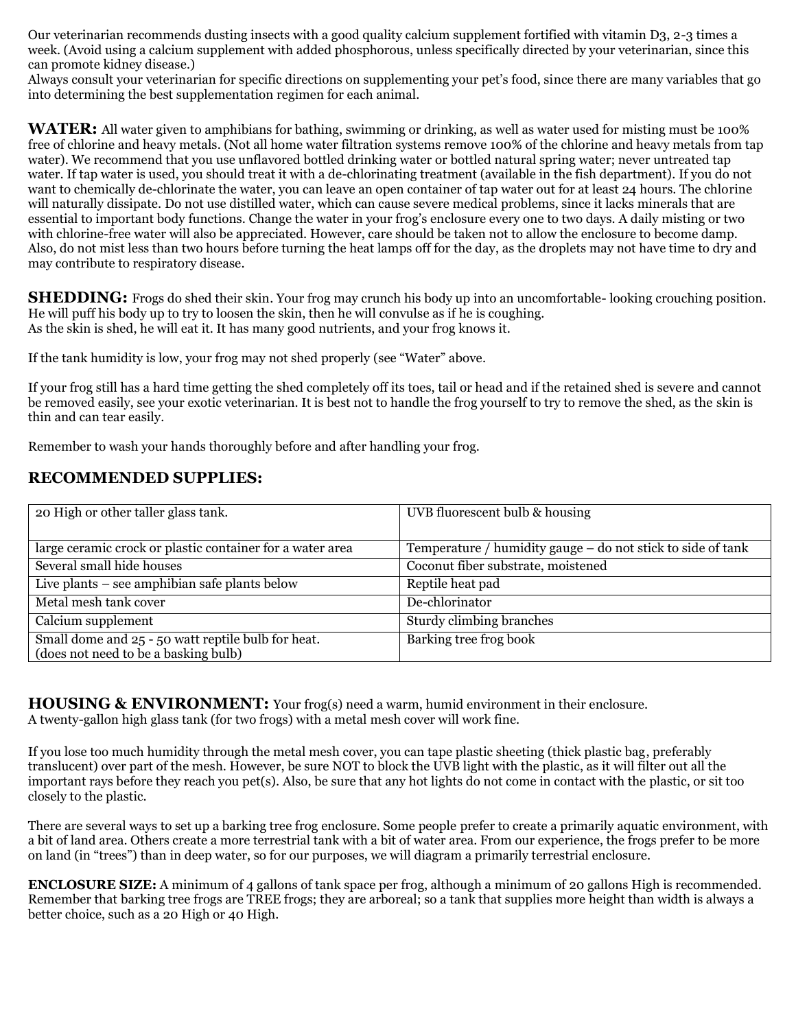Our veterinarian recommends dusting insects with a good quality calcium supplement fortified with vitamin D3, 2-3 times a week. (Avoid using a calcium supplement with added phosphorous, unless specifically directed by your veterinarian, since this can promote kidney disease.)
Always consult your veterinarian for specific directions on supplementing your pet's food, since there are many variables that go into determining the best supplementation regimen for each animal.

**WATER:** All water given to amphibians for bathing, swimming or drinking, as well as water used for misting must be 100% free of chlorine and heavy metals. (Not all home water filtration systems remove 100% of the chlorine and heavy metals from tap water). We recommend that you use unflavored bottled drinking water or bottled natural spring water; never untreated tap water. If tap water is used, you should treat it with a de-chlorinating treatment (available in the fish department). If you do not want to chemically de-chlorinate the water, you can leave an open container of tap water out for at least 24 hours. The chlorine will naturally dissipate. Do not use distilled water, which can cause severe medical problems, since it lacks minerals that are essential to important body functions. Change the water in your frog's enclosure every one to two days. A daily misting or two with chlorine-free water will also be appreciated. However, care should be taken not to allow the enclosure to become damp. Also, do not mist less than two hours before turning the heat lamps off for the day, as the droplets may not have time to dry and may contribute to respiratory disease.

**SHEDDING:** Frogs do shed their skin. Your frog may crunch his body up into an uncomfortable- looking crouching position. He will puff his body up to try to loosen the skin, then he will convulse as if he is coughing.
As the skin is shed, he will eat it. It has many good nutrients, and your frog knows it.

If the tank humidity is low, your frog may not shed properly (see "Water" above.

If your frog still has a hard time getting the shed completely off its toes, tail or head and if the retained shed is severe and cannot be removed easily, see your exotic veterinarian. It is best not to handle the frog yourself to try to remove the shed, as the skin is thin and can tear easily.

Remember to wash your hands thoroughly before and after handling your frog.

## RECOMMENDED SUPPLIES:

| | |
|---|---|
| 20 High or other taller glass tank. | UVB fluorescent bulb & housing |
| large ceramic crock or plastic container for a water area | Temperature / humidity gauge – do not stick to side of tank |
| Several small hide houses | Coconut fiber substrate, moistened |
| Live plants – see amphibian safe plants below | Reptile heat pad |
| Metal mesh tank cover | De-chlorinator |
| Calcium supplement | Sturdy climbing branches |
| Small dome and 25 - 50 watt reptile bulb for heat. (does not need to be a basking bulb) | Barking tree frog book |

**HOUSING & ENVIRONMENT:** Your frog(s) need a warm, humid environment in their enclosure.
A twenty-gallon high glass tank (for two frogs) with a metal mesh cover will work fine.

If you lose too much humidity through the metal mesh cover, you can tape plastic sheeting (thick plastic bag, preferably translucent) over part of the mesh. However, be sure NOT to block the UVB light with the plastic, as it will filter out all the important rays before they reach you pet(s). Also, be sure that any hot lights do not come in contact with the plastic, or sit too closely to the plastic.

There are several ways to set up a barking tree frog enclosure. Some people prefer to create a primarily aquatic environment, with a bit of land area. Others create a more terrestrial tank with a bit of water area. From our experience, the frogs prefer to be more on land (in "trees") than in deep water, so for our purposes, we will diagram a primarily terrestrial enclosure.

**ENCLOSURE SIZE:** A minimum of 4 gallons of tank space per frog, although a minimum of 20 gallons High is recommended. Remember that barking tree frogs are TREE frogs; they are arboreal; so a tank that supplies more height than width is always a better choice, such as a 20 High or 40 High.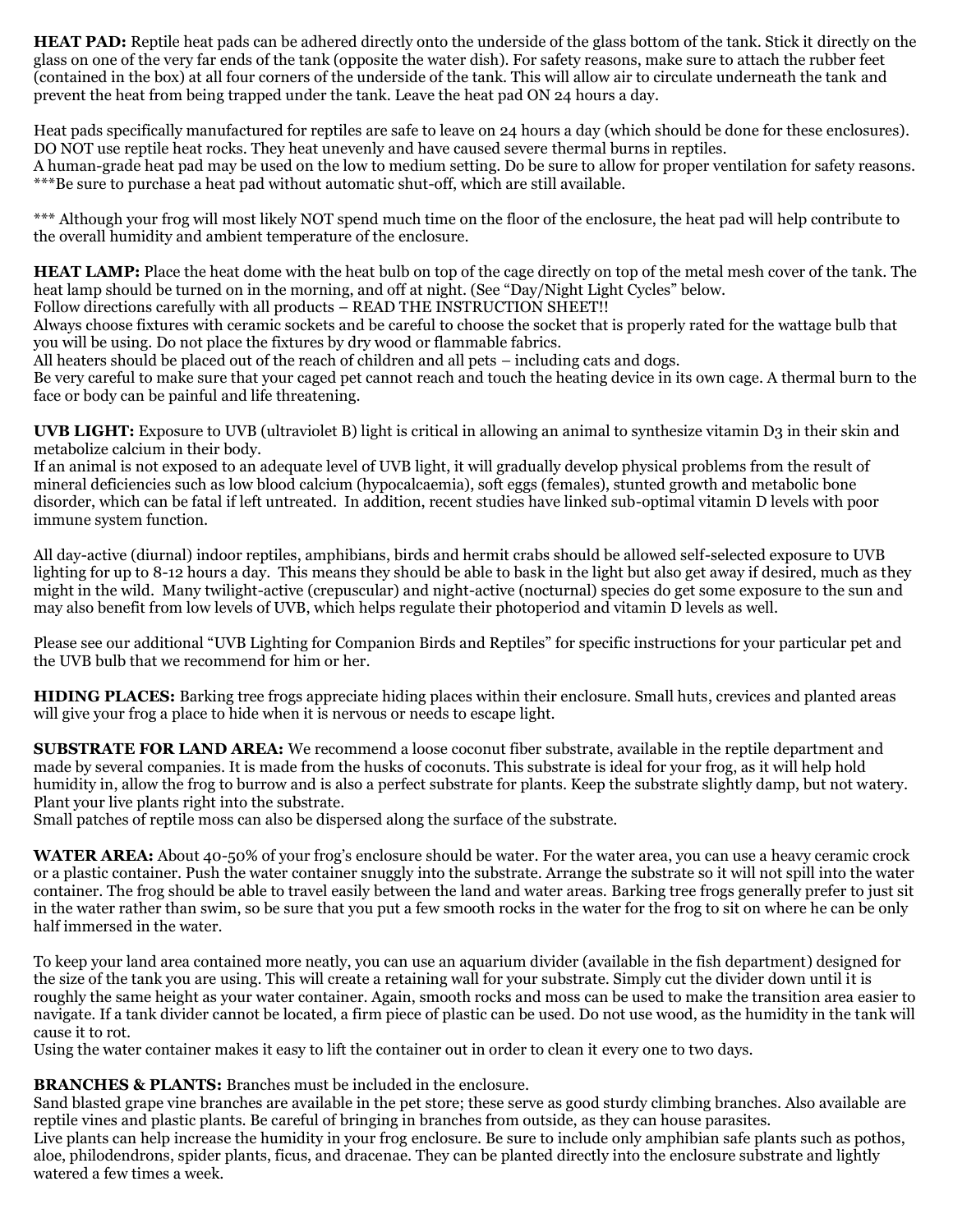**HEAT PAD:** Reptile heat pads can be adhered directly onto the underside of the glass bottom of the tank. Stick it directly on the glass on one of the very far ends of the tank (opposite the water dish). For safety reasons, make sure to attach the rubber feet (contained in the box) at all four corners of the underside of the tank. This will allow air to circulate underneath the tank and prevent the heat from being trapped under the tank. Leave the heat pad ON 24 hours a day.

Heat pads specifically manufactured for reptiles are safe to leave on 24 hours a day (which should be done for these enclosures). DO NOT use reptile heat rocks. They heat unevenly and have caused severe thermal burns in reptiles.
A human-grade heat pad may be used on the low to medium setting. Do be sure to allow for proper ventilation for safety reasons.
***Be sure to purchase a heat pad without automatic shut-off, which are still available.

*** Although your frog will most likely NOT spend much time on the floor of the enclosure, the heat pad will help contribute to the overall humidity and ambient temperature of the enclosure.

**HEAT LAMP:** Place the heat dome with the heat bulb on top of the cage directly on top of the metal mesh cover of the tank. The heat lamp should be turned on in the morning, and off at night. (See "Day/Night Light Cycles" below.
Follow directions carefully with all products – READ THE INSTRUCTION SHEET!!
Always choose fixtures with ceramic sockets and be careful to choose the socket that is properly rated for the wattage bulb that you will be using. Do not place the fixtures by dry wood or flammable fabrics.
All heaters should be placed out of the reach of children and all pets – including cats and dogs.
Be very careful to make sure that your caged pet cannot reach and touch the heating device in its own cage. A thermal burn to the face or body can be painful and life threatening.

**UVB LIGHT:** Exposure to UVB (ultraviolet B) light is critical in allowing an animal to synthesize vitamin D3 in their skin and metabolize calcium in their body.
If an animal is not exposed to an adequate level of UVB light, it will gradually develop physical problems from the result of mineral deficiencies such as low blood calcium (hypocalcaemia), soft eggs (females), stunted growth and metabolic bone disorder, which can be fatal if left untreated. In addition, recent studies have linked sub-optimal vitamin D levels with poor immune system function.

All day-active (diurnal) indoor reptiles, amphibians, birds and hermit crabs should be allowed self-selected exposure to UVB lighting for up to 8-12 hours a day. This means they should be able to bask in the light but also get away if desired, much as they might in the wild. Many twilight-active (crepuscular) and night-active (nocturnal) species do get some exposure to the sun and may also benefit from low levels of UVB, which helps regulate their photoperiod and vitamin D levels as well.

Please see our additional "UVB Lighting for Companion Birds and Reptiles" for specific instructions for your particular pet and the UVB bulb that we recommend for him or her.

**HIDING PLACES:** Barking tree frogs appreciate hiding places within their enclosure. Small huts, crevices and planted areas will give your frog a place to hide when it is nervous or needs to escape light.

**SUBSTRATE FOR LAND AREA:** We recommend a loose coconut fiber substrate, available in the reptile department and made by several companies. It is made from the husks of coconuts. This substrate is ideal for your frog, as it will help hold humidity in, allow the frog to burrow and is also a perfect substrate for plants. Keep the substrate slightly damp, but not watery. Plant your live plants right into the substrate.
Small patches of reptile moss can also be dispersed along the surface of the substrate.

**WATER AREA:** About 40-50% of your frog's enclosure should be water. For the water area, you can use a heavy ceramic crock or a plastic container. Push the water container snuggly into the substrate. Arrange the substrate so it will not spill into the water container. The frog should be able to travel easily between the land and water areas. Barking tree frogs generally prefer to just sit in the water rather than swim, so be sure that you put a few smooth rocks in the water for the frog to sit on where he can be only half immersed in the water.

To keep your land area contained more neatly, you can use an aquarium divider (available in the fish department) designed for the size of the tank you are using. This will create a retaining wall for your substrate. Simply cut the divider down until it is roughly the same height as your water container. Again, smooth rocks and moss can be used to make the transition area easier to navigate. If a tank divider cannot be located, a firm piece of plastic can be used. Do not use wood, as the humidity in the tank will cause it to rot.
Using the water container makes it easy to lift the container out in order to clean it every one to two days.

**BRANCHES & PLANTS:** Branches must be included in the enclosure.
Sand blasted grape vine branches are available in the pet store; these serve as good sturdy climbing branches. Also available are reptile vines and plastic plants. Be careful of bringing in branches from outside, as they can house parasites.
Live plants can help increase the humidity in your frog enclosure. Be sure to include only amphibian safe plants such as pothos, aloe, philodendrons, spider plants, ficus, and dracenae. They can be planted directly into the enclosure substrate and lightly watered a few times a week.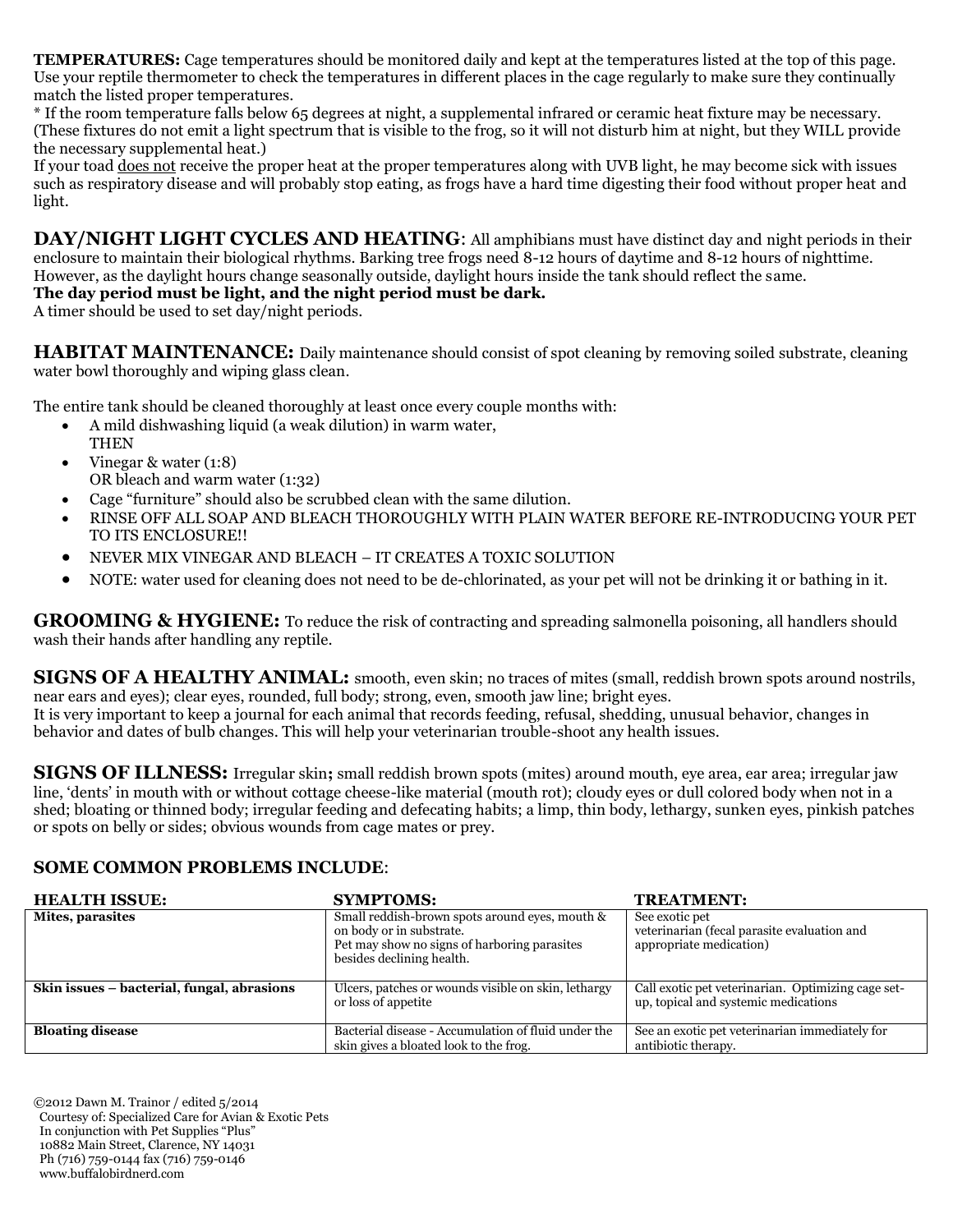**TEMPERATURES:** Cage temperatures should be monitored daily and kept at the temperatures listed at the top of this page. Use your reptile thermometer to check the temperatures in different places in the cage regularly to make sure they continually match the listed proper temperatures.

\* If the room temperature falls below 65 degrees at night, a supplemental infrared or ceramic heat fixture may be necessary. (These fixtures do not emit a light spectrum that is visible to the frog, so it will not disturb him at night, but they WILL provide the necessary supplemental heat.)

If your toad does not receive the proper heat at the proper temperatures along with UVB light, he may become sick with issues such as respiratory disease and will probably stop eating, as frogs have a hard time digesting their food without proper heat and light.

**DAY/NIGHT LIGHT CYCLES AND HEATING**: All amphibians must have distinct day and night periods in their enclosure to maintain their biological rhythms. Barking tree frogs need 8-12 hours of daytime and 8-12 hours of nighttime. However, as the daylight hours change seasonally outside, daylight hours inside the tank should reflect the same.

**The day period must be light, and the night period must be dark.**

A timer should be used to set day/night periods.

**HABITAT MAINTENANCE:** Daily maintenance should consist of spot cleaning by removing soiled substrate, cleaning water bowl thoroughly and wiping glass clean.

The entire tank should be cleaned thoroughly at least once every couple months with:

- A mild dishwashing liquid (a weak dilution) in warm water, THEN
- Vinegar & water (1:8) OR bleach and warm water (1:32)
- Cage "furniture" should also be scrubbed clean with the same dilution.
- RINSE OFF ALL SOAP AND BLEACH THOROUGHLY WITH PLAIN WATER BEFORE RE-INTRODUCING YOUR PET TO ITS ENCLOSURE!!
- NEVER MIX VINEGAR AND BLEACH – IT CREATES A TOXIC SOLUTION
- NOTE: water used for cleaning does not need to be de-chlorinated, as your pet will not be drinking it or bathing in it.

**GROOMING & HYGIENE:** To reduce the risk of contracting and spreading salmonella poisoning, all handlers should wash their hands after handling any reptile.

**SIGNS OF A HEALTHY ANIMAL:** smooth, even skin; no traces of mites (small, reddish brown spots around nostrils, near ears and eyes); clear eyes, rounded, full body; strong, even, smooth jaw line; bright eyes.

It is very important to keep a journal for each animal that records feeding, refusal, shedding, unusual behavior, changes in behavior and dates of bulb changes. This will help your veterinarian trouble-shoot any health issues.

**SIGNS OF ILLNESS:** Irregular skin**;** small reddish brown spots (mites) around mouth, eye area, ear area; irregular jaw line, 'dents' in mouth with or without cottage cheese-like material (mouth rot); cloudy eyes or dull colored body when not in a shed; bloating or thinned body; irregular feeding and defecating habits; a limp, thin body, lethargy, sunken eyes, pinkish patches or spots on belly or sides; obvious wounds from cage mates or prey.

**SOME COMMON PROBLEMS INCLUDE**:

| HEALTH ISSUE: | SYMPTOMS: | TREATMENT: |
|---|---|---|
| **Mites, parasites** | Small reddish-brown spots around eyes, mouth & on body or in substrate. Pet may show no signs of harboring parasites besides declining health. | See exotic pet veterinarian (fecal parasite evaluation and appropriate medication) |
| **Skin issues – bacterial, fungal, abrasions** | Ulcers, patches or wounds visible on skin, lethargy or loss of appetite | Call exotic pet veterinarian. Optimizing cage set-up, topical and systemic medications |
| **Bloating disease** | Bacterial disease - Accumulation of fluid under the skin gives a bloated look to the frog. | See an exotic pet veterinarian immediately for antibiotic therapy. |

©2012 Dawn M. Trainor / edited 5/2014
Courtesy of: Specialized Care for Avian & Exotic Pets
In conjunction with Pet Supplies "Plus"
10882 Main Street, Clarence, NY 14031
Ph (716) 759-0144 fax (716) 759-0146
www.buffalobirdnerd.com